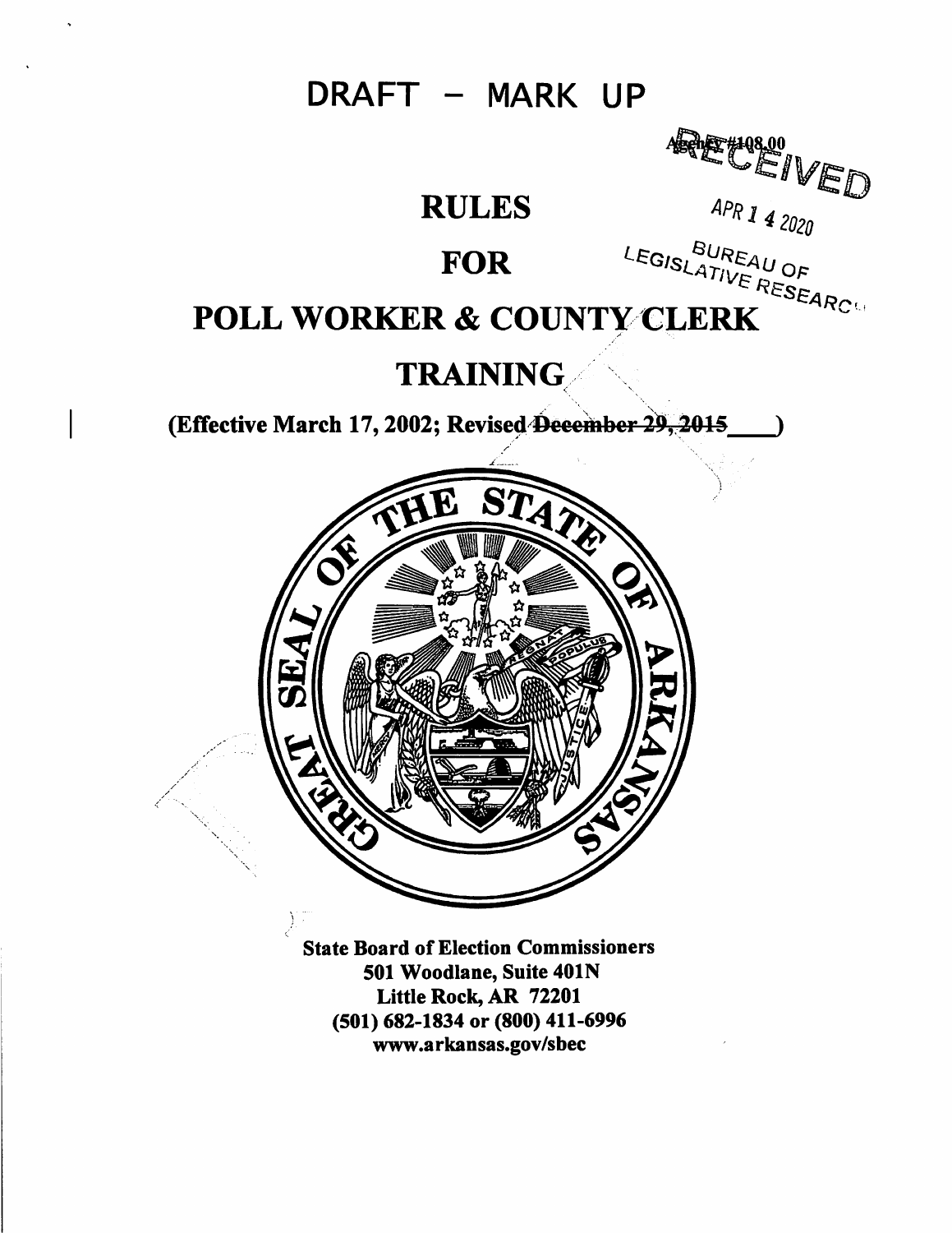# DRAFT – MARK UP

Agency #108.00

RECEIVED

APR 14 2020

BUREAU OF LEGISLATIVE RESEARCH

# RULES

# FOR

# POLL WORKER & COUNTY CLERK TRAINING

**(Effective March 17, 2002; Revised ~~December 29, 2015~~ \_\_\_\_)**

**State Board of Election Commissioners**
**501 Woodlane, Suite 401N**
**Little Rock, AR 72201**
**(501) 682-1834 or (800) 411-6996**
**www.arkansas.gov/sbec**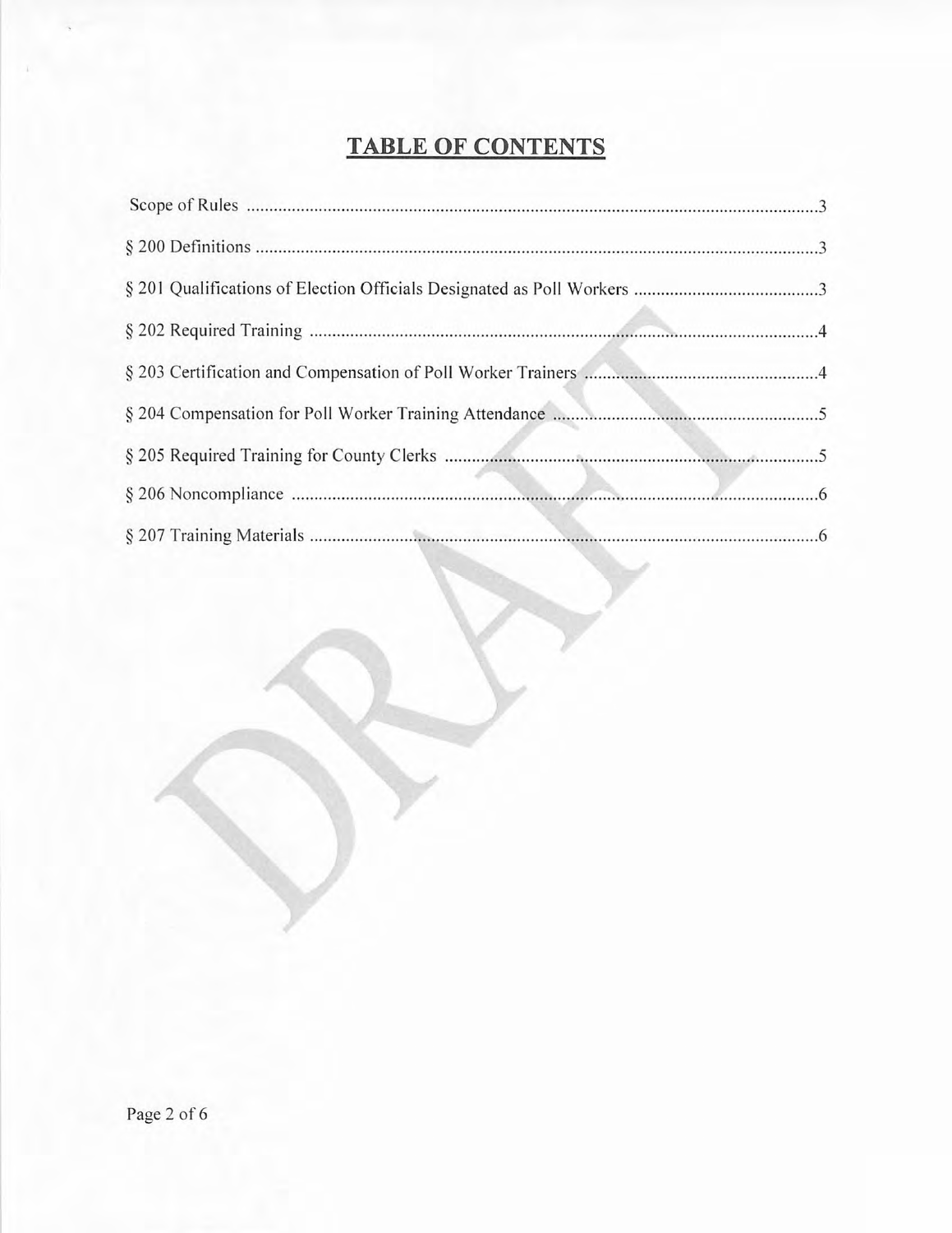# TABLE OF CONTENTS

Scope of Rules ............................................................ 3

§ 200 Definitions ............................................................ 3

§ 201 Qualifications of Election Officials Designated as Poll Workers ............................................................ 3

§ 202 Required Training ............................................................ 4

§ 203 Certification and Compensation of Poll Worker Trainers ............................................................ 4

§ 204 Compensation for Poll Worker Training Attendance ............................................................ 5

§ 205 Required Training for County Clerks ............................................................ 5

§ 206 Noncompliance ............................................................ 6

§ 207 Training Materials ............................................................ 6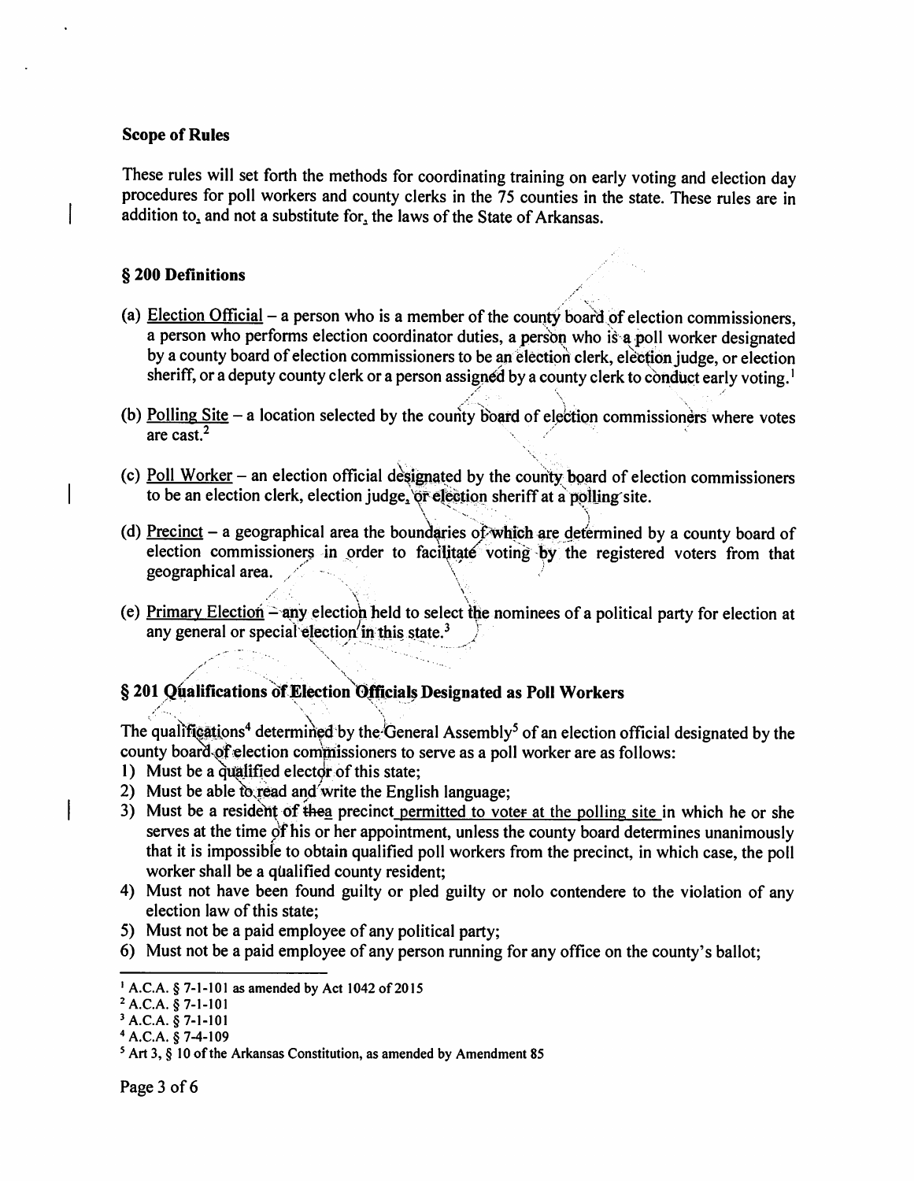**Scope of Rules**

These rules will set forth the methods for coordinating training on early voting and election day procedures for poll workers and county clerks in the 75 counties in the state. These rules are in addition to, and not a substitute for, the laws of the State of Arkansas.

## § 200 Definitions

(a) Election Official – a person who is a member of the county board of election commissioners, a person who performs election coordinator duties, a person who is a poll worker designated by a county board of election commissioners to be an election clerk, election judge, or election sheriff, or a deputy county clerk or a person assigned by a county clerk to conduct early voting.[1]

(b) Polling Site – a location selected by the county board of election commissioners where votes are cast.[2]

(c) Poll Worker – an election official designated by the county board of election commissioners to be an election clerk, election judge, or election sheriff at a polling site.

(d) Precinct – a geographical area the boundaries of which are determined by a county board of election commissioners in order to facilitate voting by the registered voters from that geographical area.

(e) Primary Election – any election held to select the nominees of a political party for election at any general or special election in this state.[3]

## § 201 Qualifications of Election Officials Designated as Poll Workers

The qualifications[4] determined by the General Assembly[5] of an election official designated by the county board of election commissioners to serve as a poll worker are as follows:

1) Must be a qualified elector of this state;
2) Must be able to read and write the English language;
3) Must be a resident of thea precinct permitted to voter at the polling site in which he or she serves at the time of his or her appointment, unless the county board determines unanimously that it is impossible to obtain qualified poll workers from the precinct, in which case, the poll worker shall be a qualified county resident;
4) Must not have been found guilty or pled guilty or nolo contendere to the violation of any election law of this state;
5) Must not be a paid employee of any political party;
6) Must not be a paid employee of any person running for any office on the county's ballot;

---

[1] A.C.A. § 7-1-101 as amended by Act 1042 of 2015

[2] A.C.A. § 7-1-101

[3] A.C.A. § 7-1-101

[4] A.C.A. § 7-4-109

[5] Art 3, § 10 of the Arkansas Constitution, as amended by Amendment 85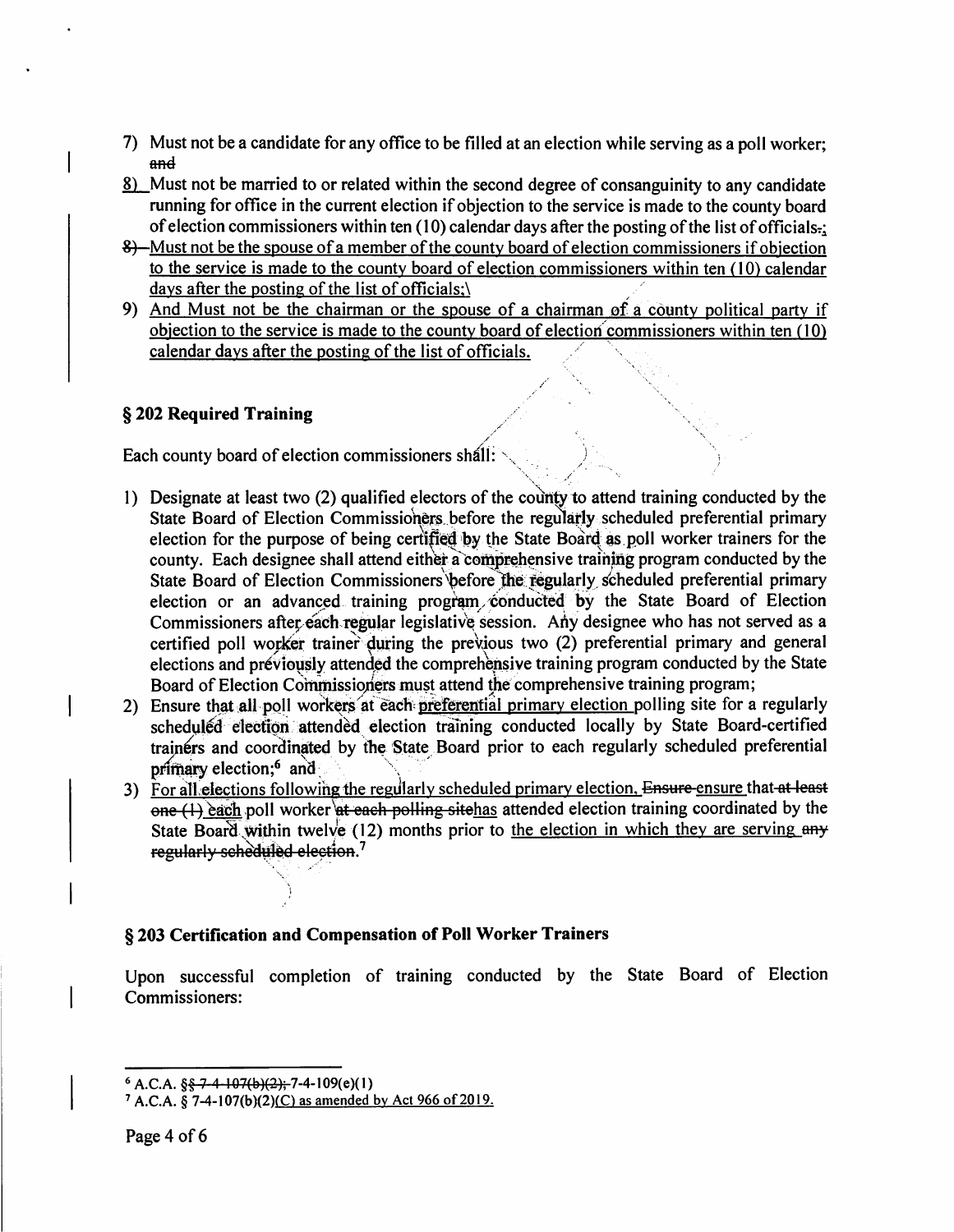7) Must not be a candidate for any office to be filled at an election while serving as a poll worker; ~~and~~
8) Must not be married to or related within the second degree of consanguinity to any candidate running for office in the current election if objection to the service is made to the county board of election commissioners within ten (10) calendar days after the posting of the list of officials~~.~~;
~~8)~~ Must not be the spouse of a member of the county board of election commissioners if objection to the service is made to the county board of election commissioners within ten (10) calendar days after the posting of the list of officials;
9) And Must not be the chairman or the spouse of a chairman of a county political party if objection to the service is made to the county board of election commissioners within ten (10) calendar days after the posting of the list of officials.

## § 202 Required Training

Each county board of election commissioners shall:

1) Designate at least two (2) qualified electors of the county to attend training conducted by the State Board of Election Commissioners before the regularly scheduled preferential primary election for the purpose of being certified by the State Board as poll worker trainers for the county. Each designee shall attend either a comprehensive training program conducted by the State Board of Election Commissioners before the regularly scheduled preferential primary election or an advanced training program conducted by the State Board of Election Commissioners after each regular legislative session. Any designee who has not served as a certified poll worker trainer during the previous two (2) preferential primary and general elections and previously attended the comprehensive training program conducted by the State Board of Election Commissioners must attend the comprehensive training program;
2) Ensure that all poll workers at each preferential primary election polling site for a regularly scheduled election attended election training conducted locally by State Board-certified trainers and coordinated by the State Board prior to each regularly scheduled preferential primary election;[6] and
3) For all elections following the regularly scheduled primary election, ~~Ensure~~ ensure that ~~at least one (1)~~ each poll worker ~~at each polling site~~has attended election training coordinated by the State Board within twelve (12) months prior to the election in which they are serving ~~any regularly scheduled election~~.[7]

## § 203 Certification and Compensation of Poll Worker Trainers

Upon successful completion of training conducted by the State Board of Election Commissioners:

---

[6] A.C.A. §~~§ 7-4-107(b)(2);~~ 7-4-109(e)(1)

[7] A.C.A. § 7-4-107(b)(2)(C) as amended by Act 966 of 2019.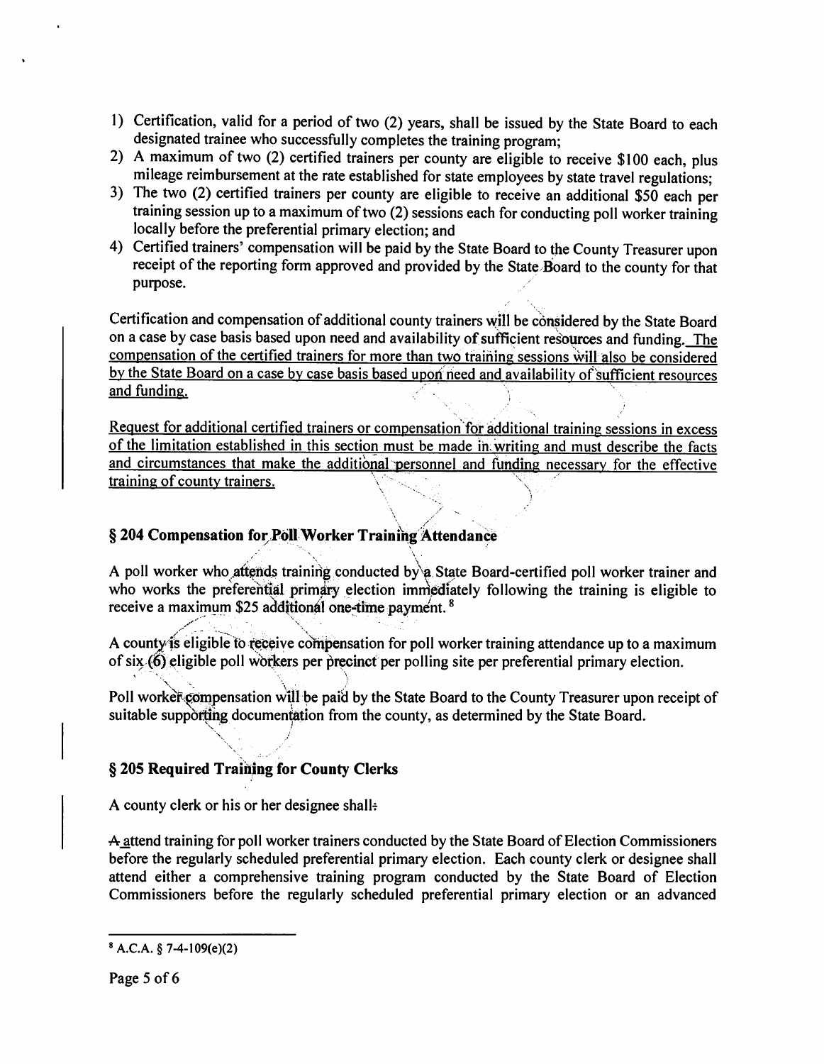1) Certification, valid for a period of two (2) years, shall be issued by the State Board to each designated trainee who successfully completes the training program;
2) A maximum of two (2) certified trainers per county are eligible to receive $100 each, plus mileage reimbursement at the rate established for state employees by state travel regulations;
3) The two (2) certified trainers per county are eligible to receive an additional $50 each per training session up to a maximum of two (2) sessions each for conducting poll worker training locally before the preferential primary election; and
4) Certified trainers' compensation will be paid by the State Board to the County Treasurer upon receipt of the reporting form approved and provided by the State Board to the county for that purpose.

Certification and compensation of additional county trainers will be considered by the State Board on a case by case basis based upon need and availability of sufficient resources and funding. The compensation of the certified trainers for more than two training sessions will also be considered by the State Board on a case by case basis based upon need and availability of sufficient resources and funding.

Request for additional certified trainers or compensation for additional training sessions in excess of the limitation established in this section must be made in writing and must describe the facts and circumstances that make the additional personnel and funding necessary for the effective training of county trainers.

## § 204 Compensation for Poll Worker Training Attendance

A poll worker who attends training conducted by a State Board-certified poll worker trainer and who works the preferential primary election immediately following the training is eligible to receive a maximum $25 additional one-time payment. [8]

A county is eligible to receive compensation for poll worker training attendance up to a maximum of six (6) eligible poll workers per precinct per polling site per preferential primary election.

Poll worker compensation will be paid by the State Board to the County Treasurer upon receipt of suitable supporting documentation from the county, as determined by the State Board.

## § 205 Required Training for County Clerks

A county clerk or his or her designee shall:

A attend training for poll worker trainers conducted by the State Board of Election Commissioners before the regularly scheduled preferential primary election. Each county clerk or designee shall attend either a comprehensive training program conducted by the State Board of Election Commissioners before the regularly scheduled preferential primary election or an advanced

---

[8] A.C.A. § 7-4-109(e)(2)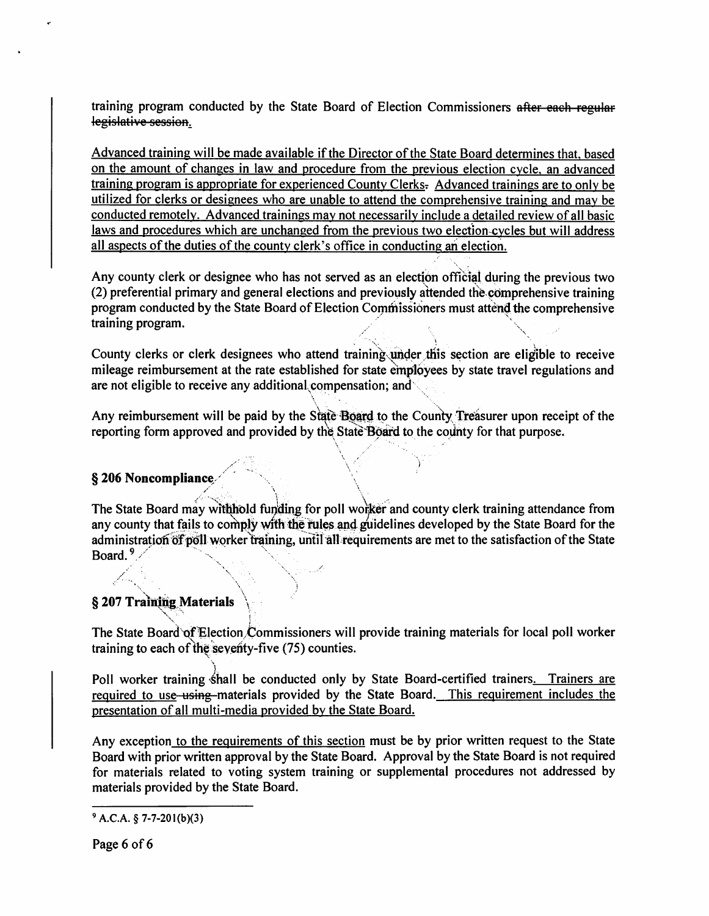training program conducted by the State Board of Election Commissioners ~~after each regular legislative session~~.

Advanced training will be made available if the Director of the State Board determines that, based on the amount of changes in law and procedure from the previous election cycle, an advanced training program is appropriate for experienced County Clerks. Advanced trainings are to only be utilized for clerks or designees who are unable to attend the comprehensive training and may be conducted remotely. Advanced trainings may not necessarily include a detailed review of all basic laws and procedures which are unchanged from the previous two election cycles but will address all aspects of the duties of the county clerk's office in conducting an election.

Any county clerk or designee who has not served as an election official during the previous two (2) preferential primary and general elections and previously attended the comprehensive training program conducted by the State Board of Election Commissioners must attend the comprehensive training program.

County clerks or clerk designees who attend training under this section are eligible to receive mileage reimbursement at the rate established for state employees by state travel regulations and are not eligible to receive any additional compensation; and

Any reimbursement will be paid by the State Board to the County Treasurer upon receipt of the reporting form approved and provided by the State Board to the county for that purpose.

### § 206 Noncompliance

The State Board may withhold funding for poll worker and county clerk training attendance from any county that fails to comply with the rules and guidelines developed by the State Board for the administration of poll worker training, until all requirements are met to the satisfaction of the State Board.[9]

### § 207 Training Materials

The State Board of Election Commissioners will provide training materials for local poll worker training to each of the seventy-five (75) counties.

Poll worker training shall be conducted only by State Board-certified trainers. Trainers are required to use ~~using~~ materials provided by the State Board. This requirement includes the presentation of all multi-media provided by the State Board.

Any exception to the requirements of this section must be by prior written request to the State Board with prior written approval by the State Board. Approval by the State Board is not required for materials related to voting system training or supplemental procedures not addressed by materials provided by the State Board.

---

[9] A.C.A. § 7-7-201(b)(3)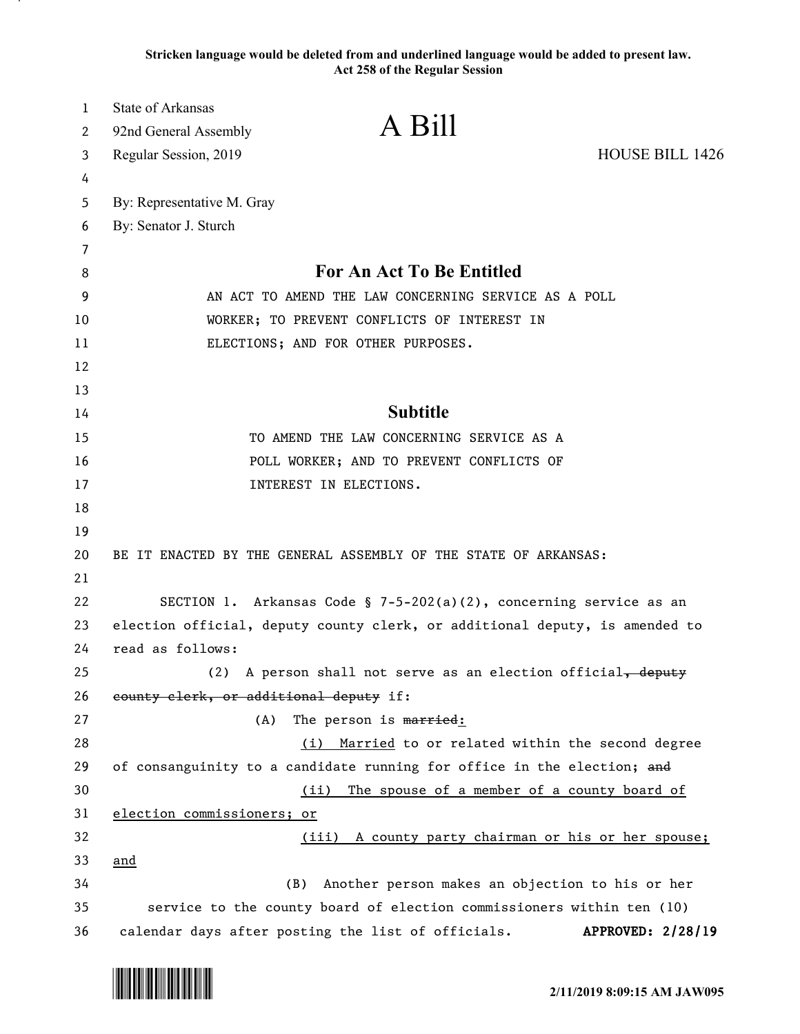**Stricken language would be deleted from and underlined language would be added to present law.**
**Act 258 of the Regular Session**

State of Arkansas
92nd General Assembly
Regular Session, 2019

# A Bill

HOUSE BILL 1426

By: Representative M. Gray
By: Senator J. Sturch

## For An Act To Be Entitled

AN ACT TO AMEND THE LAW CONCERNING SERVICE AS A POLL WORKER; TO PREVENT CONFLICTS OF INTEREST IN ELECTIONS; AND FOR OTHER PURPOSES.

## Subtitle

TO AMEND THE LAW CONCERNING SERVICE AS A POLL WORKER; AND TO PREVENT CONFLICTS OF INTEREST IN ELECTIONS.

BE IT ENACTED BY THE GENERAL ASSEMBLY OF THE STATE OF ARKANSAS:

SECTION 1. Arkansas Code § 7-5-202(a)(2), concerning service as an election official, deputy county clerk, or additional deputy, is amended to read as follows:

(2) A person shall not serve as an election official~~, deputy county clerk, or additional deputy~~ if:

(A) The person is ~~married~~<u>:</u>

<u>(i) Married</u> to or related within the second degree of consanguinity to a candidate running for office in the election; ~~and~~

<u>(ii) The spouse of a member of a county board of election commissioners; or</u>

<u>(iii) A county party chairman or his or her spouse; and</u>

(B) Another person makes an objection to his or her service to the county board of election commissioners within ten (10) calendar days after posting the list of officials.

**APPROVED: 2/28/19**

**2/11/2019 8:09:15 AM JAW095**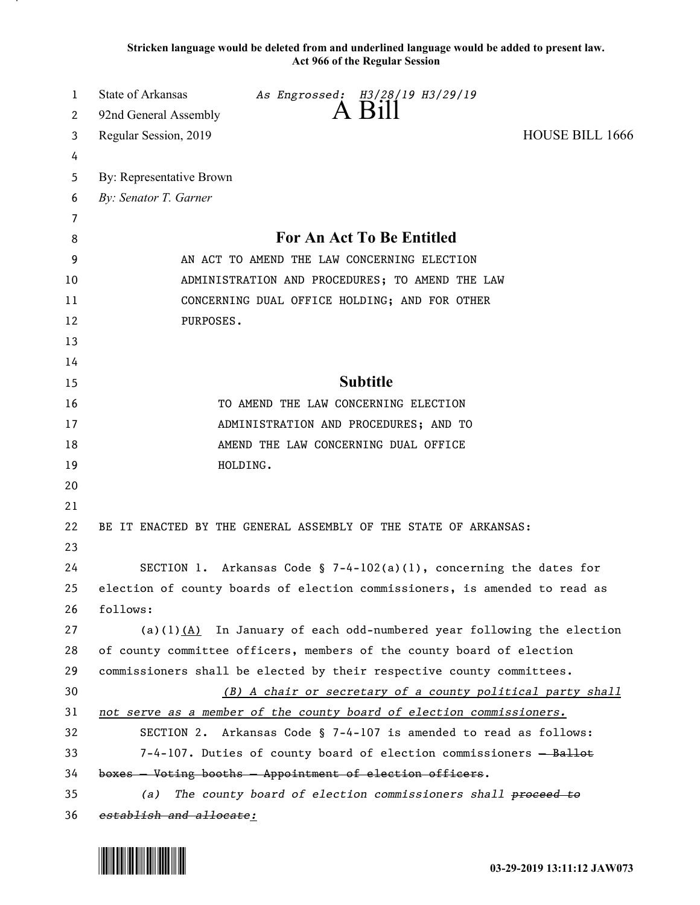**Stricken language would be deleted from and underlined language would be added to present law.**
**Act 966 of the Regular Session**

State of Arkansas — *As Engrossed: H3/28/19 H3/29/19*
92nd General Assembly
# A Bill
Regular Session, 2019 — HOUSE BILL 1666

By: Representative Brown
*By: Senator T. Garner*

## For An Act To Be Entitled

AN ACT TO AMEND THE LAW CONCERNING ELECTION ADMINISTRATION AND PROCEDURES; TO AMEND THE LAW CONCERNING DUAL OFFICE HOLDING; AND FOR OTHER PURPOSES.

## Subtitle

TO AMEND THE LAW CONCERNING ELECTION ADMINISTRATION AND PROCEDURES; AND TO AMEND THE LAW CONCERNING DUAL OFFICE HOLDING.

BE IT ENACTED BY THE GENERAL ASSEMBLY OF THE STATE OF ARKANSAS:

SECTION 1. Arkansas Code § 7-4-102(a)(1), concerning the dates for election of county boards of election commissioners, is amended to read as follows:

(a)(1)<u>(A)</u> In January of each odd-numbered year following the election of county committee officers, members of the county board of election commissioners shall be elected by their respective county committees.

<u>*(B) A chair or secretary of a county political party shall not serve as a member of the county board of election commissioners.*</u>

SECTION 2. Arkansas Code § 7-4-107 is amended to read as follows:

7-4-107. Duties of county board of election commissioners ~~— Ballot boxes — Voting booths — Appointment of election officers~~.

*(a) The county board of election commissioners shall ~~proceed to establish and allocate~~<u>:</u>*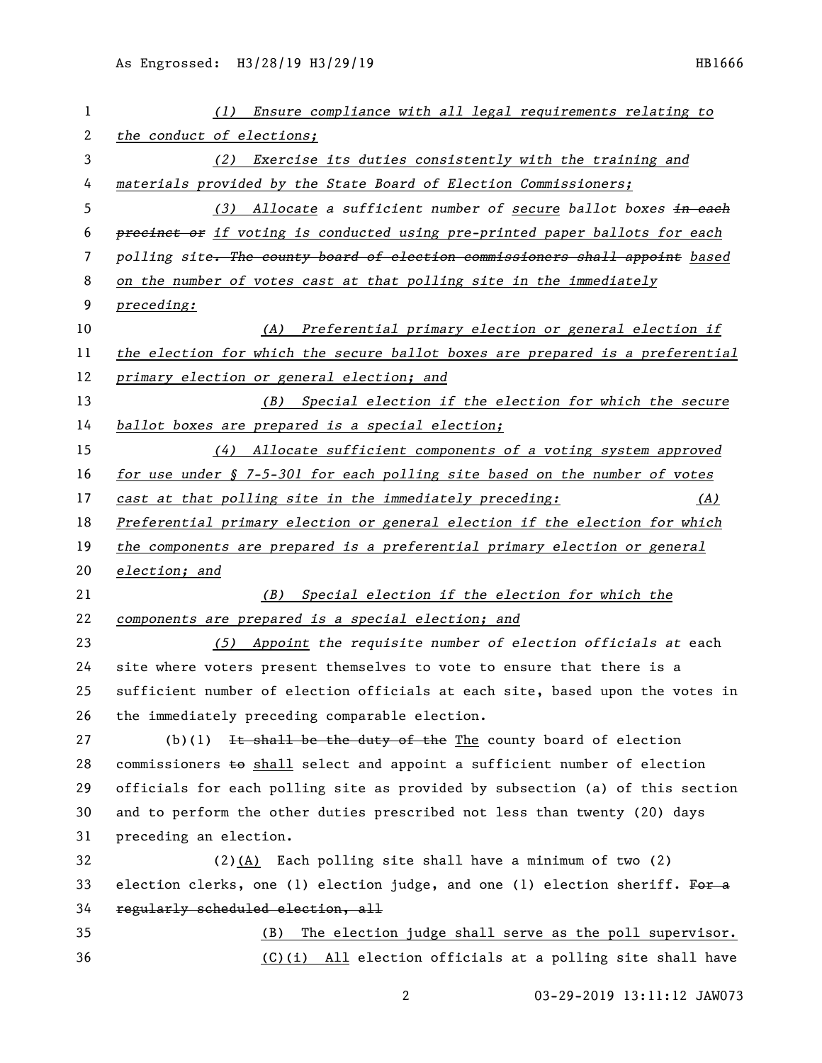(1) *Ensure compliance with all legal requirements relating to the conduct of elections;*

(2) *Exercise its duties consistently with the training and materials provided by the State Board of Election Commissioners;*

(3) *Allocate* a sufficient number of *secure* ballot boxes ~~in each precinct or~~ *if voting is conducted using pre-printed paper ballots for each* polling site~~. The county board of election commissioners shall appoint~~ *based on the number of votes cast at that polling site in the immediately preceding:*

(A) *Preferential primary election or general election if the election for which the secure ballot boxes are prepared is a preferential primary election or general election; and*

(B) *Special election if the election for which the secure ballot boxes are prepared is a special election;*

(4) *Allocate sufficient components of a voting system approved for use under § 7-5-301 for each polling site based on the number of votes cast at that polling site in the immediately preceding:* (A) *Preferential primary election or general election if the election for which the components are prepared is a preferential primary election or general election; and*

(B) *Special election if the election for which the components are prepared is a special election; and*

(5) *Appoint* the requisite number of election officials *at* each site where voters present themselves to vote to ensure that there is a sufficient number of election officials at each site, based upon the votes in the immediately preceding comparable election.

(b)(1) ~~It shall be the duty of the~~ The county board of election commissioners ~~to~~ shall select and appoint a sufficient number of election officials for each polling site as provided by subsection (a) of this section and to perform the other duties prescribed not less than twenty (20) days preceding an election.

(2)(A) Each polling site shall have a minimum of two (2) election clerks, one (1) election judge, and one (1) election sheriff. ~~For a regularly scheduled election, all~~

(B) The election judge shall serve as the poll supervisor.

(C)(i) All election officials at a polling site shall have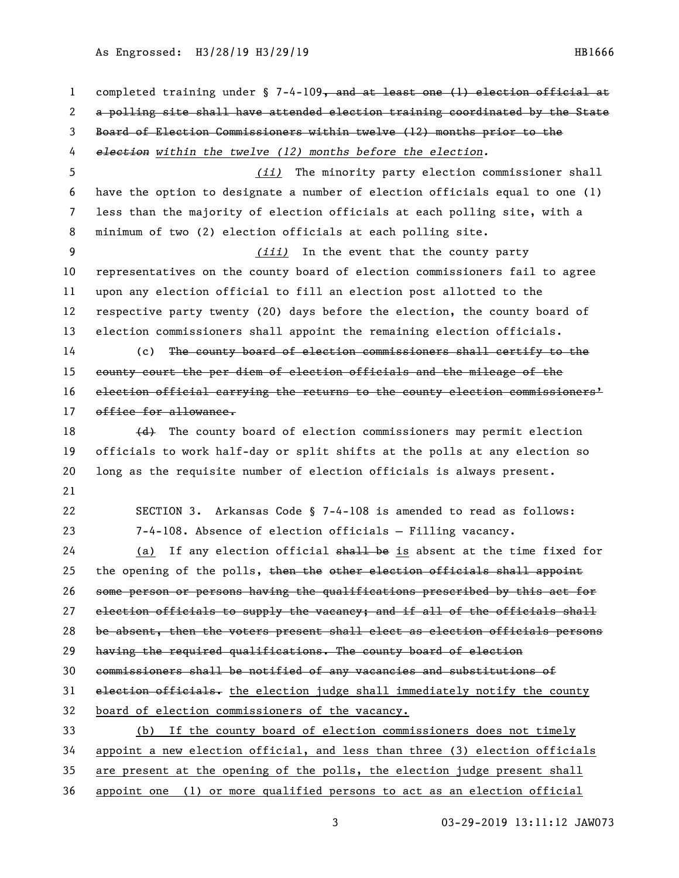completed training under § 7-4-109~~, and at least one (1) election official at a polling site shall have attended election training coordinated by the State Board of Election Commissioners within twelve (12) months prior to the *election*~~ *within the twelve (12) months before the election.*

*(ii)* The minority party election commissioner shall have the option to designate a number of election officials equal to one (1) less than the majority of election officials at each polling site, with a minimum of two (2) election officials at each polling site.

*(iii)* In the event that the county party representatives on the county board of election commissioners fail to agree upon any election official to fill an election post allotted to the respective party twenty (20) days before the election, the county board of election commissioners shall appoint the remaining election officials.

(c) ~~The county board of election commissioners shall certify to the county court the per diem of election officials and the mileage of the election official carrying the returns to the county election commissioners' office for allowance.~~

~~(d)~~ The county board of election commissioners may permit election officials to work half-day or split shifts at the polls at any election so long as the requisite number of election officials is always present.

SECTION 3. Arkansas Code § 7-4-108 is amended to read as follows:

7-4-108. Absence of election officials — Filling vacancy.

(a) If any election official ~~shall be~~ is absent at the time fixed for the opening of the polls, ~~then the other election officials shall appoint some person or persons having the qualifications prescribed by this act for election officials to supply the vacancy; and if all of the officials shall be absent, then the voters present shall elect as election officials persons having the required qualifications. The county board of election commissioners shall be notified of any vacancies and substitutions of election officials.~~ the election judge shall immediately notify the county board of election commissioners of the vacancy.

(b) If the county board of election commissioners does not timely appoint a new election official, and less than three (3) election officials are present at the opening of the polls, the election judge present shall appoint one (1) or more qualified persons to act as an election official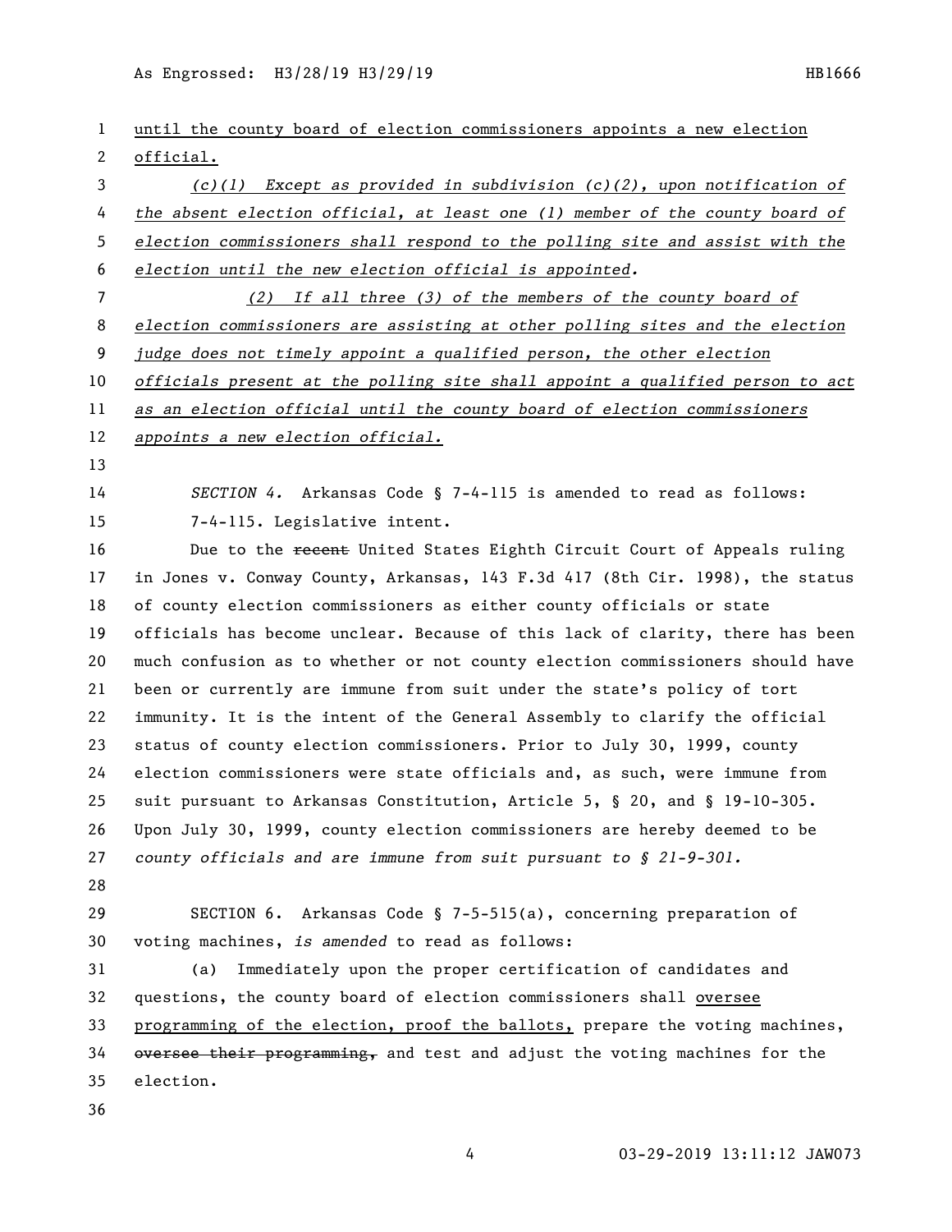until the county board of election commissioners appoints a new election official.

*(c)(1) Except as provided in subdivision (c)(2), upon notification of the absent election official, at least one (1) member of the county board of election commissioners shall respond to the polling site and assist with the election until the new election official is appointed.*

*(2) If all three (3) of the members of the county board of election commissioners are assisting at other polling sites and the election judge does not timely appoint a qualified person, the other election officials present at the polling site shall appoint a qualified person to act as an election official until the county board of election commissioners appoints a new election official.*

*SECTION 4.* Arkansas Code § 7-4-115 is amended to read as follows:

7-4-115. Legislative intent.

Due to the ~~recent~~ United States Eighth Circuit Court of Appeals ruling in Jones v. Conway County, Arkansas, 143 F.3d 417 (8th Cir. 1998), the status of county election commissioners as either county officials or state officials has become unclear. Because of this lack of clarity, there has been much confusion as to whether or not county election commissioners should have been or currently are immune from suit under the state's policy of tort immunity. It is the intent of the General Assembly to clarify the official status of county election commissioners. Prior to July 30, 1999, county election commissioners were state officials and, as such, were immune from suit pursuant to Arkansas Constitution, Article 5, § 20, and § 19-10-305. Upon July 30, 1999, county election commissioners are hereby deemed to be *county officials and are immune from suit pursuant to § 21-9-301.*

SECTION 6. Arkansas Code § 7-5-515(a), concerning preparation of voting machines, *is amended* to read as follows:

(a) Immediately upon the proper certification of candidates and questions, the county board of election commissioners shall oversee programming of the election, proof the ballots, prepare the voting machines, ~~oversee their programming,~~ and test and adjust the voting machines for the election.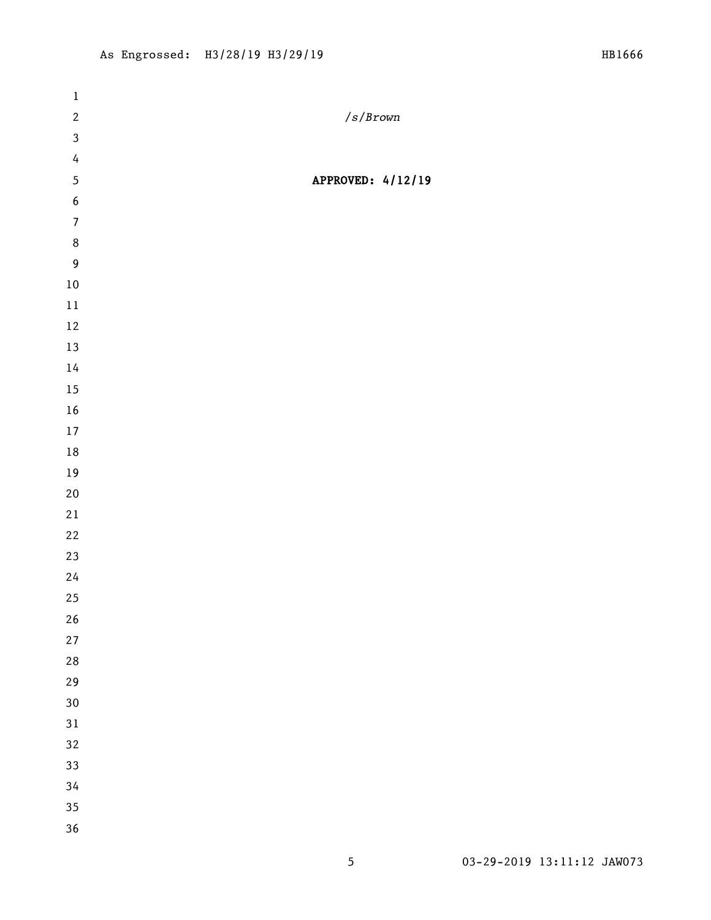*/s/Brown*

**APPROVED: 4/12/19**